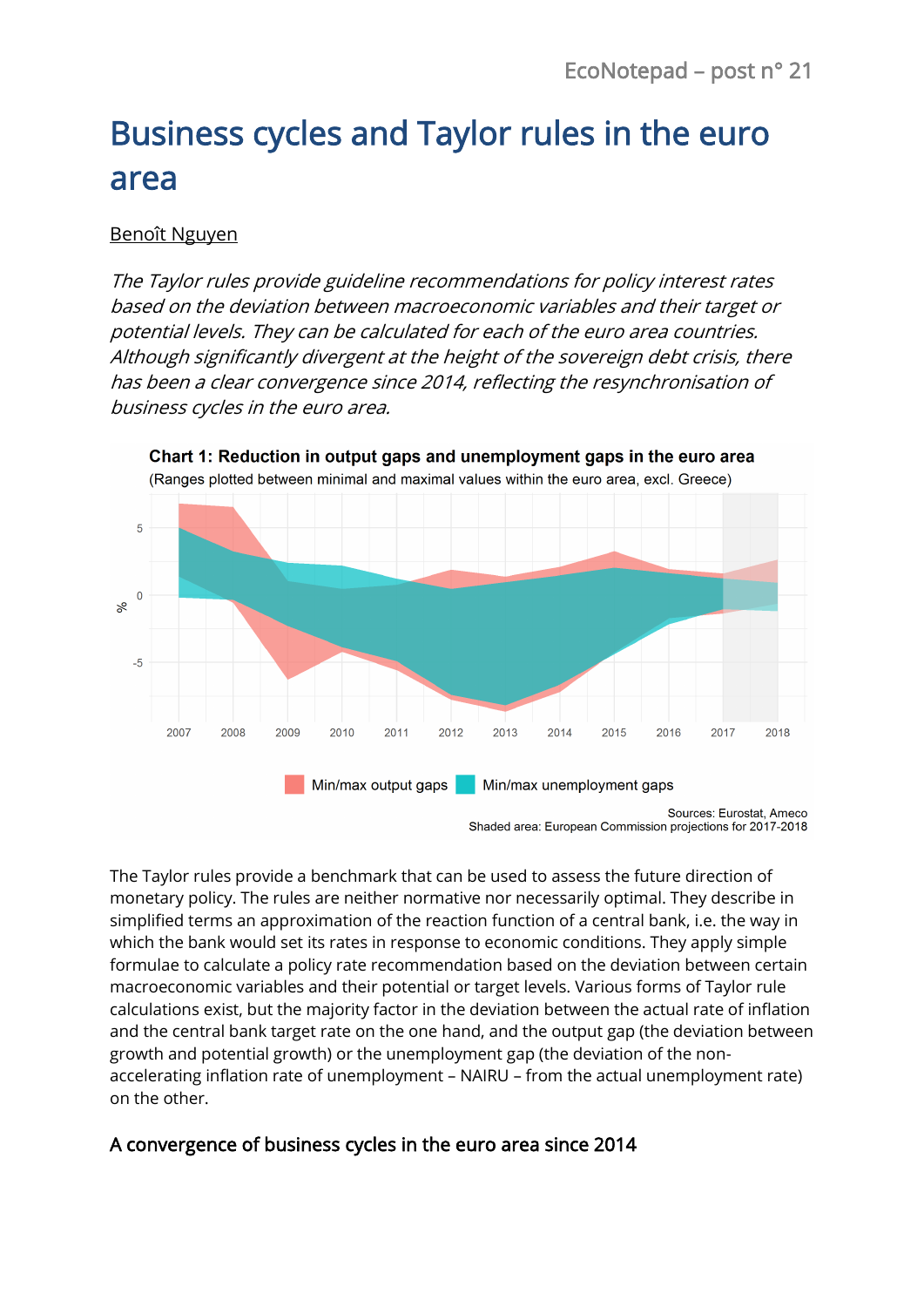# Business cycles and Taylor rules in the euro area

Benoît Nguyen

*The Taylor rules provide guideline recommendations for policy interest rates based on the deviation between macroeconomic variables and their target or potential levels. They can be calculated for each of the euro area countries. Although significantly divergent at the height of the sovereign debt crisis, there has been a clear convergence since 2014, reflecting the resynchronisation of business cycles in the euro area.*

**Chart 1: Reduction in output gaps and unemployment gaps in the euro area**

(Ranges plotted between minimal and maximal values within the euro area, excl. Greece)

Min/max output gaps — Min/max unemployment gaps

Sources: Eurostat, Ameco
Shaded area: European Commission projections for 2017-2018

The Taylor rules provide a benchmark that can be used to assess the future direction of monetary policy. The rules are neither normative nor necessarily optimal. They describe in simplified terms an approximation of the reaction function of a central bank, i.e. the way in which the bank would set its rates in response to economic conditions. They apply simple formulae to calculate a policy rate recommendation based on the deviation between certain macroeconomic variables and their potential or target levels. Various forms of Taylor rule calculations exist, but the majority factor in the deviation between the actual rate of inflation and the central bank target rate on the one hand, and the output gap (the deviation between growth and potential growth) or the unemployment gap (the deviation of the non-accelerating inflation rate of unemployment – NAIRU – from the actual unemployment rate) on the other.

## A convergence of business cycles in the euro area since 2014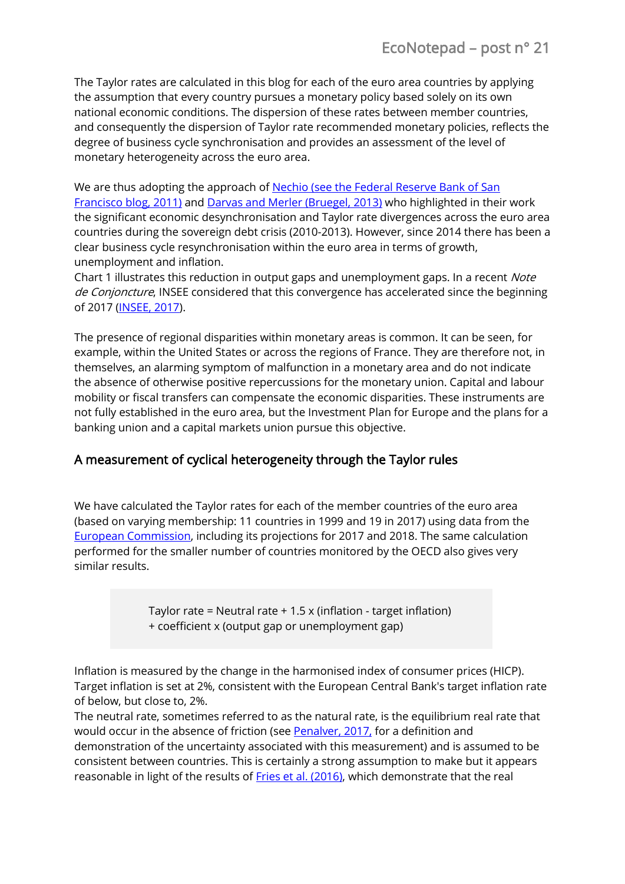The Taylor rates are calculated in this blog for each of the euro area countries by applying the assumption that every country pursues a monetary policy based solely on its own national economic conditions. The dispersion of these rates between member countries, and consequently the dispersion of Taylor rate recommended monetary policies, reflects the degree of business cycle synchronisation and provides an assessment of the level of monetary heterogeneity across the euro area.

We are thus adopting the approach of Nechio (see the Federal Reserve Bank of San Francisco blog, 2011) and Darvas and Merler (Bruegel, 2013) who highlighted in their work the significant economic desynchronisation and Taylor rate divergences across the euro area countries during the sovereign debt crisis (2010-2013). However, since 2014 there has been a clear business cycle resynchronisation within the euro area in terms of growth, unemployment and inflation.
Chart 1 illustrates this reduction in output gaps and unemployment gaps. In a recent *Note de Conjoncture*, INSEE considered that this convergence has accelerated since the beginning of 2017 (INSEE, 2017).

The presence of regional disparities within monetary areas is common. It can be seen, for example, within the United States or across the regions of France. They are therefore not, in themselves, an alarming symptom of malfunction in a monetary area and do not indicate the absence of otherwise positive repercussions for the monetary union. Capital and labour mobility or fiscal transfers can compensate the economic disparities. These instruments are not fully established in the euro area, but the Investment Plan for Europe and the plans for a banking union and a capital markets union pursue this objective.

## A measurement of cyclical heterogeneity through the Taylor rules

We have calculated the Taylor rates for each of the member countries of the euro area (based on varying membership: 11 countries in 1999 and 19 in 2017) using data from the European Commission, including its projections for 2017 and 2018. The same calculation performed for the smaller number of countries monitored by the OECD also gives very similar results.

> Taylor rate = Neutral rate + 1.5 x (inflation - target inflation) + coefficient x (output gap or unemployment gap)

Inflation is measured by the change in the harmonised index of consumer prices (HICP). Target inflation is set at 2%, consistent with the European Central Bank's target inflation rate of below, but close to, 2%.
The neutral rate, sometimes referred to as the natural rate, is the equilibrium real rate that would occur in the absence of friction (see Penalver, 2017, for a definition and demonstration of the uncertainty associated with this measurement) and is assumed to be consistent between countries. This is certainly a strong assumption to make but it appears reasonable in light of the results of Fries et al. (2016), which demonstrate that the real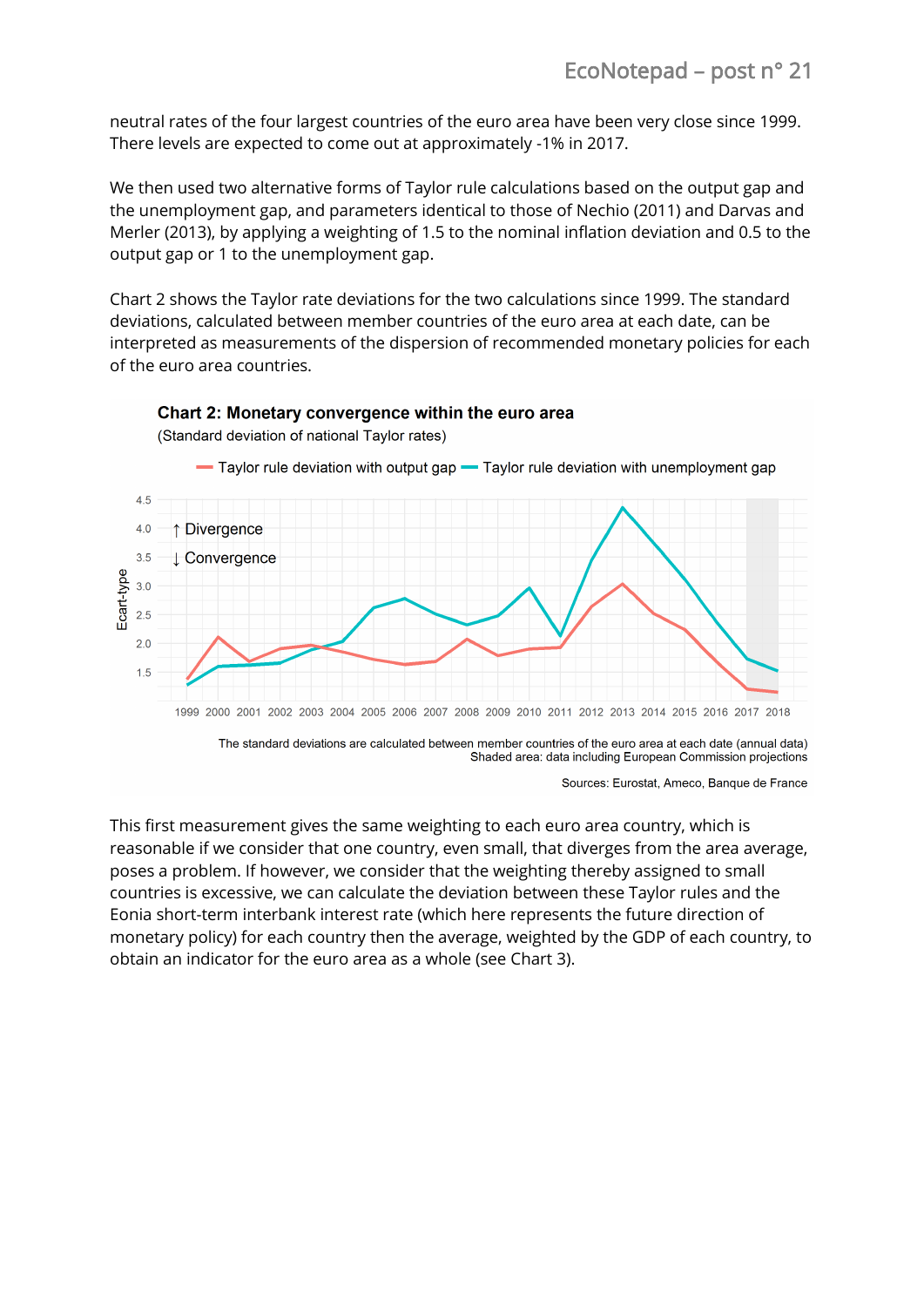neutral rates of the four largest countries of the euro area have been very close since 1999. There levels are expected to come out at approximately -1% in 2017.

We then used two alternative forms of Taylor rule calculations based on the output gap and the unemployment gap, and parameters identical to those of Nechio (2011) and Darvas and Merler (2013), by applying a weighting of 1.5 to the nominal inflation deviation and 0.5 to the output gap or 1 to the unemployment gap.

Chart 2 shows the Taylor rate deviations for the two calculations since 1999. The standard deviations, calculated between member countries of the euro area at each date, can be interpreted as measurements of the dispersion of recommended monetary policies for each of the euro area countries.

**Chart 2: Monetary convergence within the euro area**

(Standard deviation of national Taylor rates)

Taylor rule deviation with output gap — Taylor rule deviation with unemployment gap

↑ Divergence
↓ Convergence

Ecart-type

The standard deviations are calculated between member countries of the euro area at each date (annual data)
Shaded area: data including European Commission projections

Sources: Eurostat, Ameco, Banque de France

This first measurement gives the same weighting to each euro area country, which is reasonable if we consider that one country, even small, that diverges from the area average, poses a problem. If however, we consider that the weighting thereby assigned to small countries is excessive, we can calculate the deviation between these Taylor rules and the Eonia short-term interbank interest rate (which here represents the future direction of monetary policy) for each country then the average, weighted by the GDP of each country, to obtain an indicator for the euro area as a whole (see Chart 3).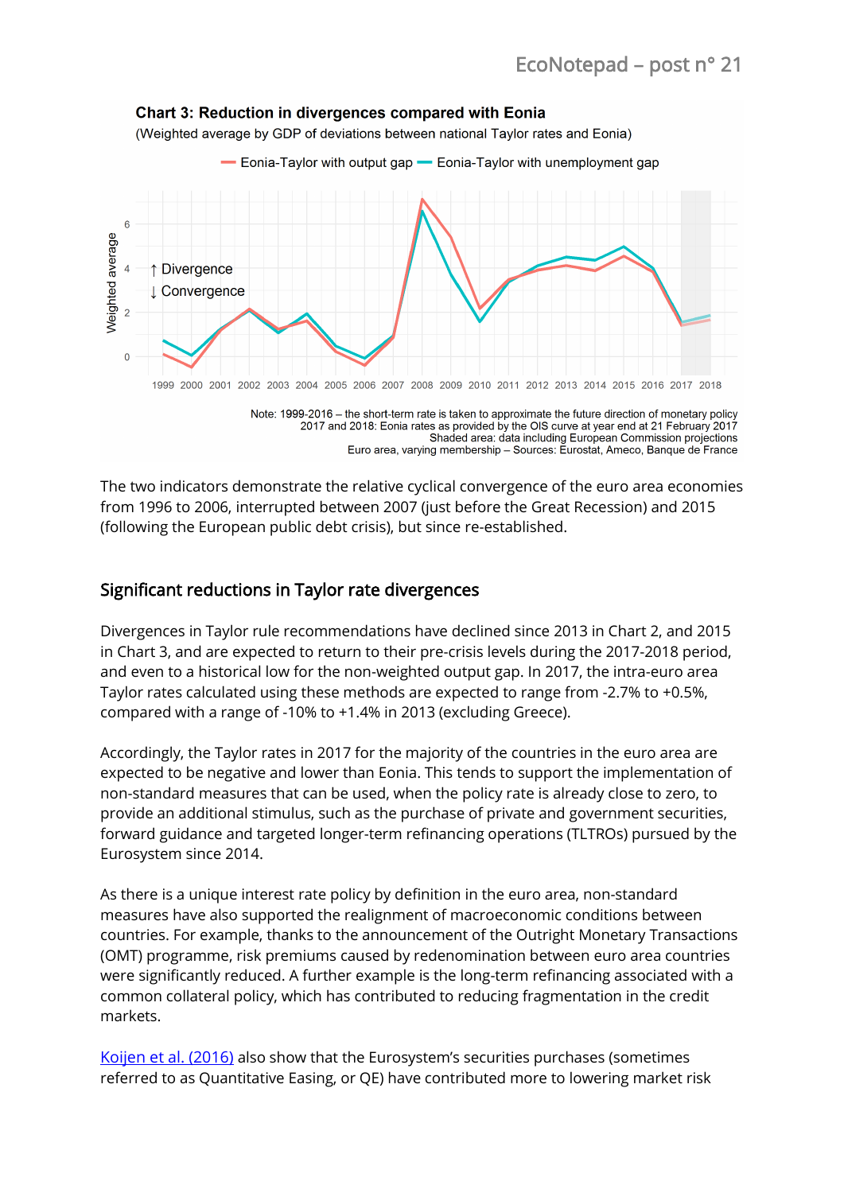**Chart 3: Reduction in divergences compared with Eonia**

(Weighted average by GDP of deviations between national Taylor rates and Eonia)

Note: 1999-2016 – the short-term rate is taken to approximate the future direction of monetary policy
2017 and 2018: Eonia rates as provided by the OIS curve at year end at 21 February 2017
Shaded area: data including European Commission projections
Euro area, varying membership – Sources: Eurostat, Ameco, Banque de France

The two indicators demonstrate the relative cyclical convergence of the euro area economies from 1996 to 2006, interrupted between 2007 (just before the Great Recession) and 2015 (following the European public debt crisis), but since re-established.

## Significant reductions in Taylor rate divergences

Divergences in Taylor rule recommendations have declined since 2013 in Chart 2, and 2015 in Chart 3, and are expected to return to their pre-crisis levels during the 2017-2018 period, and even to a historical low for the non-weighted output gap. In 2017, the intra-euro area Taylor rates calculated using these methods are expected to range from -2.7% to +0.5%, compared with a range of -10% to +1.4% in 2013 (excluding Greece).

Accordingly, the Taylor rates in 2017 for the majority of the countries in the euro area are expected to be negative and lower than Eonia. This tends to support the implementation of non-standard measures that can be used, when the policy rate is already close to zero, to provide an additional stimulus, such as the purchase of private and government securities, forward guidance and targeted longer-term refinancing operations (TLTROs) pursued by the Eurosystem since 2014.

As there is a unique interest rate policy by definition in the euro area, non-standard measures have also supported the realignment of macroeconomic conditions between countries. For example, thanks to the announcement of the Outright Monetary Transactions (OMT) programme, risk premiums caused by redenomination between euro area countries were significantly reduced. A further example is the long-term refinancing associated with a common collateral policy, which has contributed to reducing fragmentation in the credit markets.

Koijen et al. (2016) also show that the Eurosystem's securities purchases (sometimes referred to as Quantitative Easing, or QE) have contributed more to lowering market risk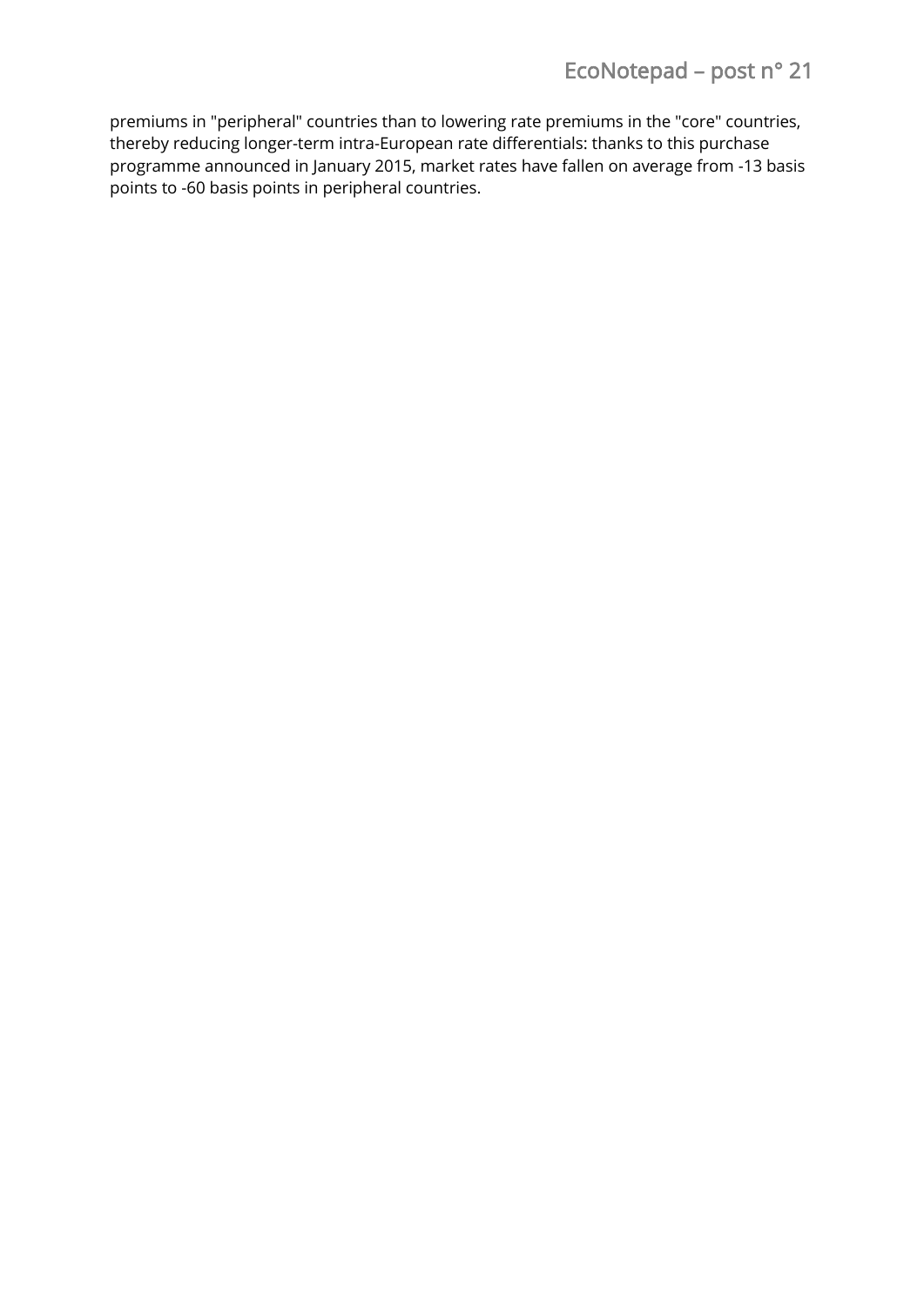premiums in "peripheral" countries than to lowering rate premiums in the "core" countries, thereby reducing longer-term intra-European rate differentials: thanks to this purchase programme announced in January 2015, market rates have fallen on average from -13 basis points to -60 basis points in peripheral countries.